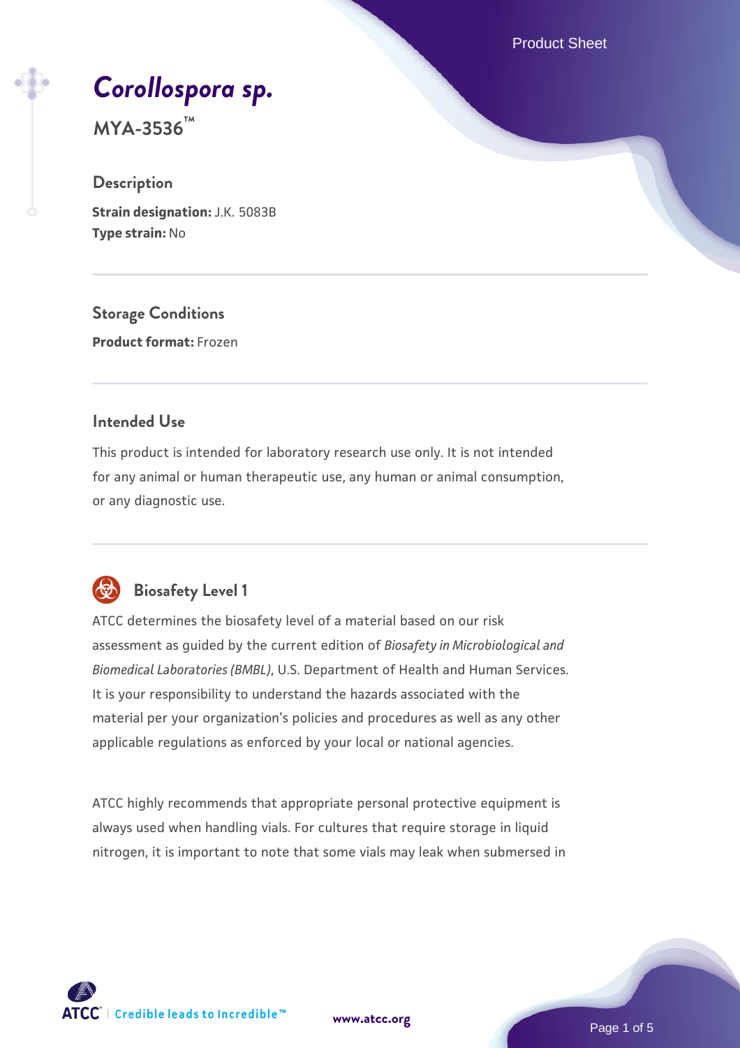# *Corollospora sp.*

**MYA-3536™**

## Description

**Strain designation:** J.K. 5083B
**Type strain:** No

## Storage Conditions

**Product format:** Frozen

## Intended Use

This product is intended for laboratory research use only. It is not intended for any animal or human therapeutic use, any human or animal consumption, or any diagnostic use.

## Biosafety Level 1

ATCC determines the biosafety level of a material based on our risk assessment as guided by the current edition of *Biosafety in Microbiological and Biomedical Laboratories (BMBL)*, U.S. Department of Health and Human Services. It is your responsibility to understand the hazards associated with the material per your organization's policies and procedures as well as any other applicable regulations as enforced by your local or national agencies.

ATCC highly recommends that appropriate personal protective equipment is always used when handling vials. For cultures that require storage in liquid nitrogen, it is important to note that some vials may leak when submersed in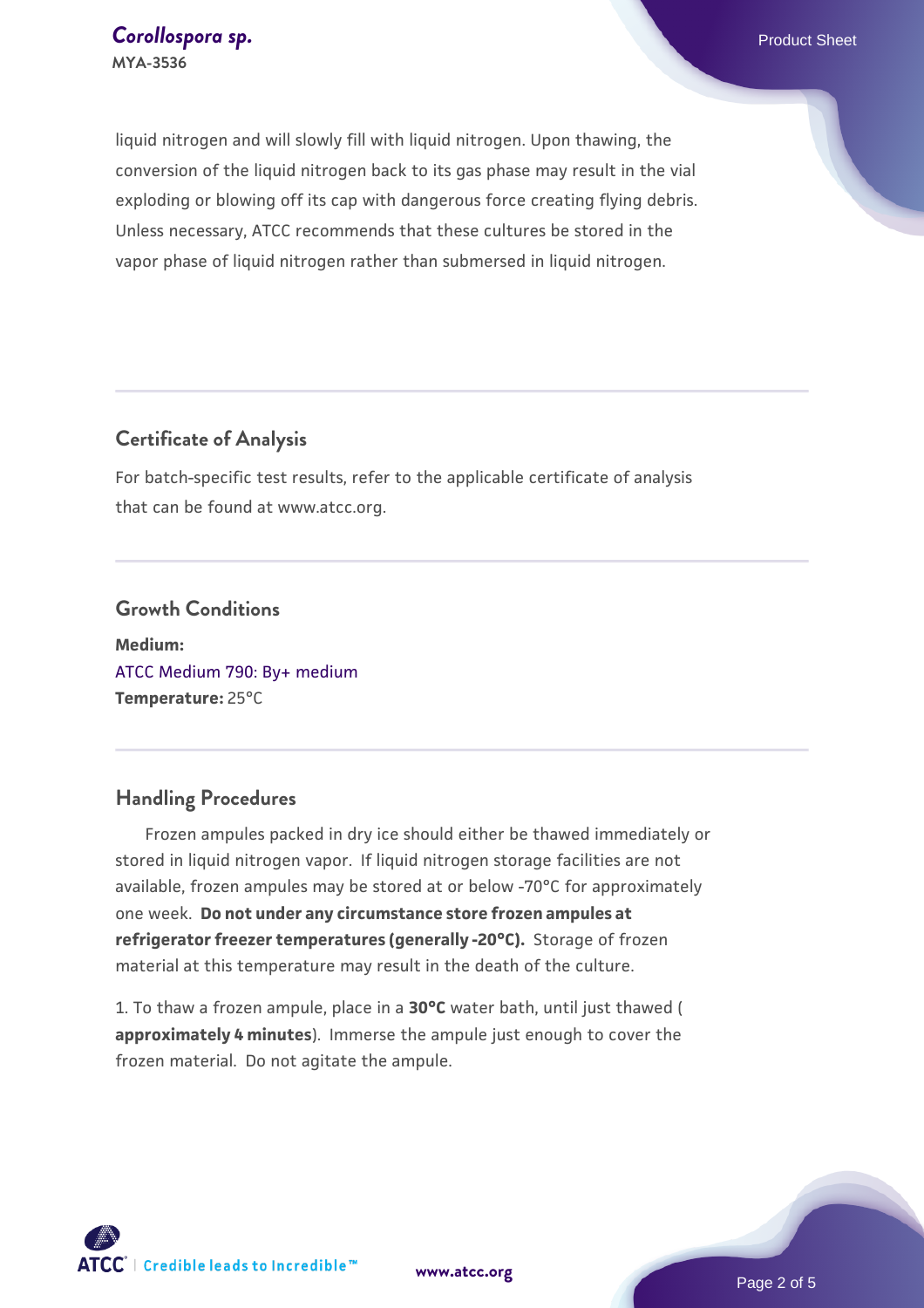liquid nitrogen and will slowly fill with liquid nitrogen. Upon thawing, the conversion of the liquid nitrogen back to its gas phase may result in the vial exploding or blowing off its cap with dangerous force creating flying debris. Unless necessary, ATCC recommends that these cultures be stored in the vapor phase of liquid nitrogen rather than submersed in liquid nitrogen.

## Certificate of Analysis

For batch-specific test results, refer to the applicable certificate of analysis that can be found at www.atcc.org.

## Growth Conditions

**Medium:**
ATCC Medium 790: By+ medium
**Temperature:** 25°C

## Handling Procedures

Frozen ampules packed in dry ice should either be thawed immediately or stored in liquid nitrogen vapor. If liquid nitrogen storage facilities are not available, frozen ampules may be stored at or below -70°C for approximately one week. **Do not under any circumstance store frozen ampules at refrigerator freezer temperatures (generally -20°C).** Storage of frozen material at this temperature may result in the death of the culture.

1. To thaw a frozen ampule, place in a **30°C** water bath, until just thawed ( **approximately 4 minutes**). Immerse the ampule just enough to cover the frozen material. Do not agitate the ampule.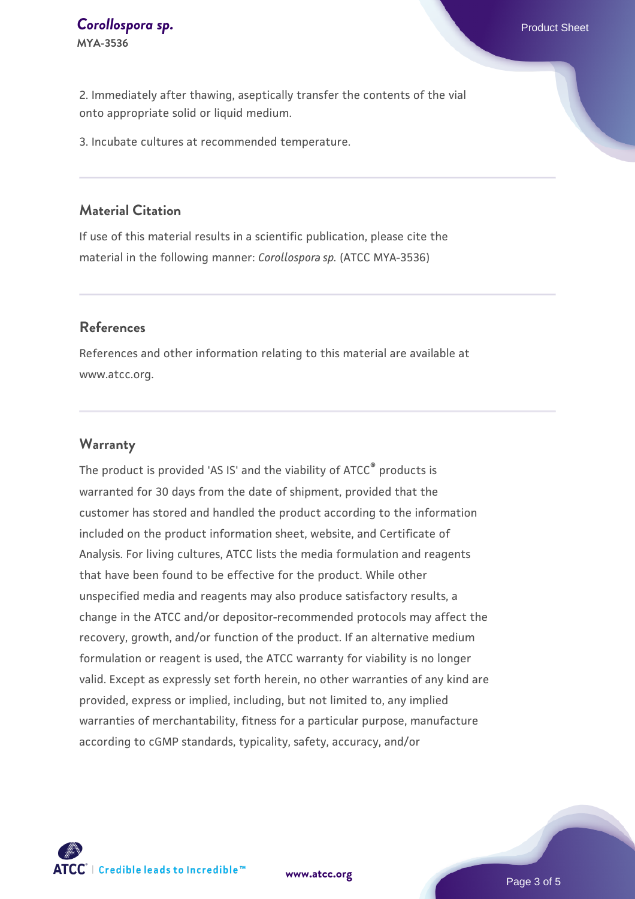2. Immediately after thawing, aseptically transfer the contents of the vial onto appropriate solid or liquid medium.

3. Incubate cultures at recommended temperature.

## Material Citation

If use of this material results in a scientific publication, please cite the material in the following manner: *Corollospora sp.* (ATCC MYA-3536)

## References

References and other information relating to this material are available at www.atcc.org.

## Warranty

The product is provided 'AS IS' and the viability of ATCC® products is warranted for 30 days from the date of shipment, provided that the customer has stored and handled the product according to the information included on the product information sheet, website, and Certificate of Analysis. For living cultures, ATCC lists the media formulation and reagents that have been found to be effective for the product. While other unspecified media and reagents may also produce satisfactory results, a change in the ATCC and/or depositor-recommended protocols may affect the recovery, growth, and/or function of the product. If an alternative medium formulation or reagent is used, the ATCC warranty for viability is no longer valid. Except as expressly set forth herein, no other warranties of any kind are provided, express or implied, including, but not limited to, any implied warranties of merchantability, fitness for a particular purpose, manufacture according to cGMP standards, typicality, safety, accuracy, and/or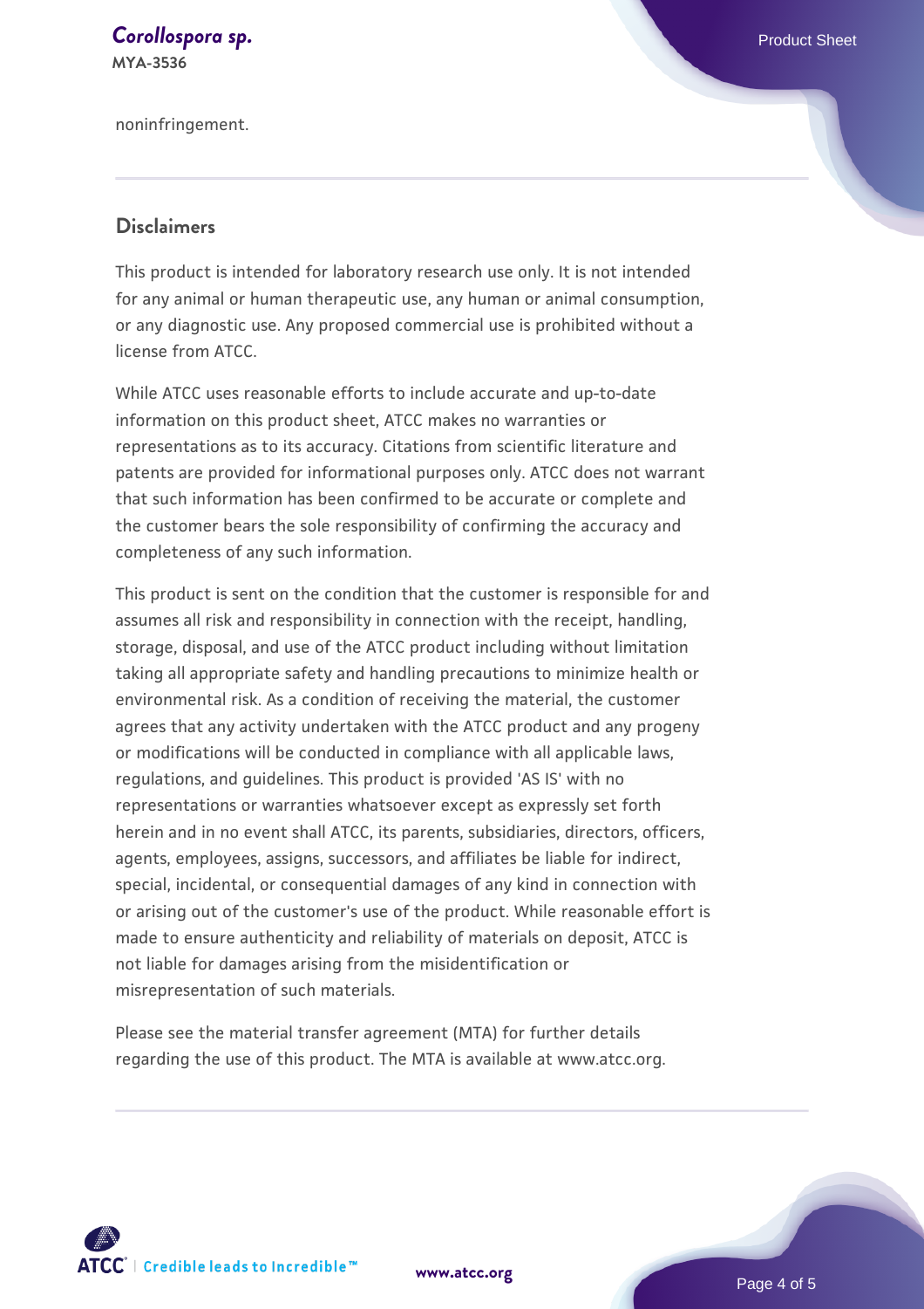noninfringement.

## Disclaimers

This product is intended for laboratory research use only. It is not intended for any animal or human therapeutic use, any human or animal consumption, or any diagnostic use. Any proposed commercial use is prohibited without a license from ATCC.

While ATCC uses reasonable efforts to include accurate and up-to-date information on this product sheet, ATCC makes no warranties or representations as to its accuracy. Citations from scientific literature and patents are provided for informational purposes only. ATCC does not warrant that such information has been confirmed to be accurate or complete and the customer bears the sole responsibility of confirming the accuracy and completeness of any such information.

This product is sent on the condition that the customer is responsible for and assumes all risk and responsibility in connection with the receipt, handling, storage, disposal, and use of the ATCC product including without limitation taking all appropriate safety and handling precautions to minimize health or environmental risk. As a condition of receiving the material, the customer agrees that any activity undertaken with the ATCC product and any progeny or modifications will be conducted in compliance with all applicable laws, regulations, and guidelines. This product is provided 'AS IS' with no representations or warranties whatsoever except as expressly set forth herein and in no event shall ATCC, its parents, subsidiaries, directors, officers, agents, employees, assigns, successors, and affiliates be liable for indirect, special, incidental, or consequential damages of any kind in connection with or arising out of the customer's use of the product. While reasonable effort is made to ensure authenticity and reliability of materials on deposit, ATCC is not liable for damages arising from the misidentification or misrepresentation of such materials.

Please see the material transfer agreement (MTA) for further details regarding the use of this product. The MTA is available at www.atcc.org.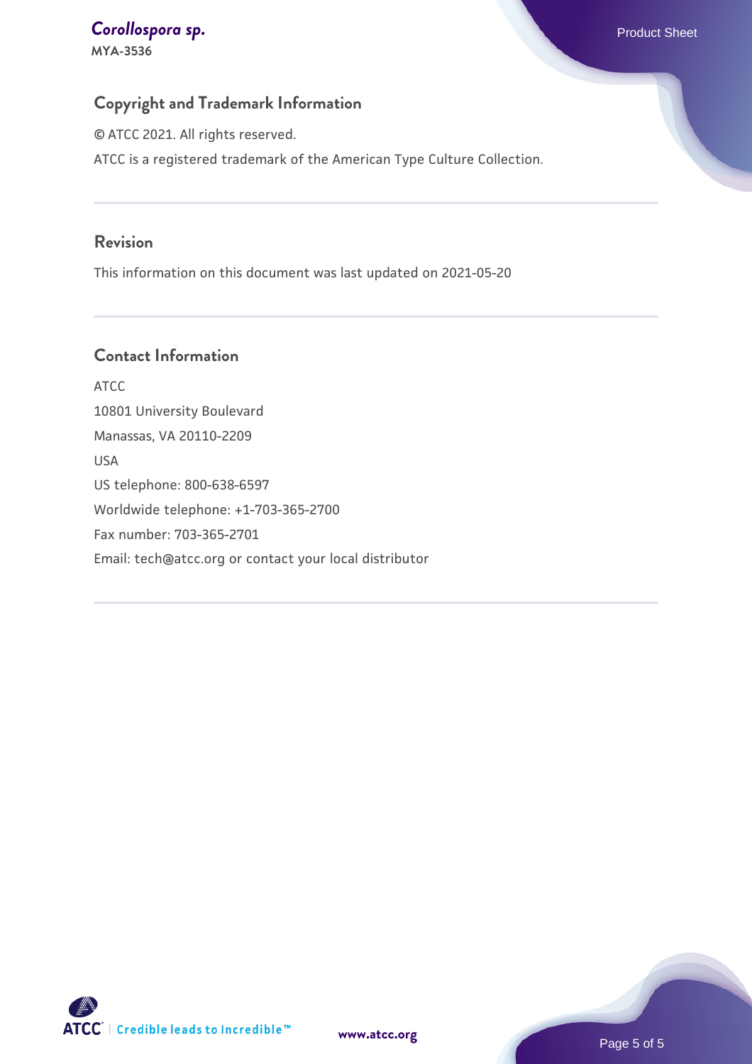## Copyright and Trademark Information

© ATCC 2021. All rights reserved.

ATCC is a registered trademark of the American Type Culture Collection.

## Revision

This information on this document was last updated on 2021-05-20

## Contact Information

ATCC

10801 University Boulevard

Manassas, VA 20110-2209

USA

US telephone: 800-638-6597

Worldwide telephone: +1-703-365-2700

Fax number: 703-365-2701

Email: tech@atcc.org or contact your local distributor